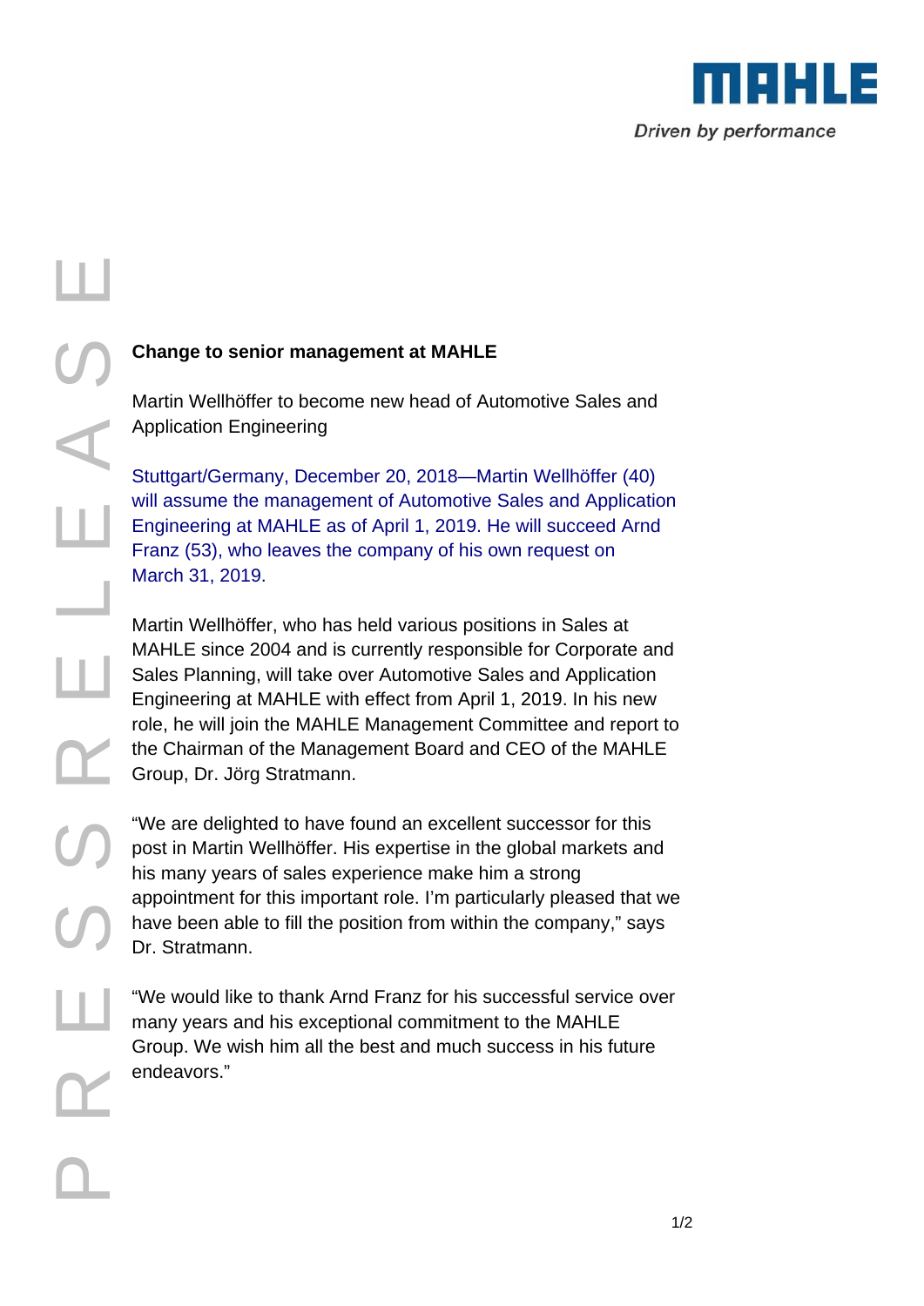**Change to senior management at MAHLE**

Martin Wellhöffer to become new head of Automotive Sales and Application Engineering

Stuttgart/Germany, December 20, 2018—Martin Wellhöffer (40) will assume the management of Automotive Sales and Application Engineering at MAHLE as of April 1, 2019. He will succeed Arnd Franz (53), who leaves the company of his own request on March 31, 2019.

Martin Wellhöffer, who has held various positions in Sales at MAHLE since 2004 and is currently responsible for Corporate and Sales Planning, will take over Automotive Sales and Application Engineering at MAHLE with effect from April 1, 2019. In his new role, he will join the MAHLE Management Committee and report to the Chairman of the Management Board and CEO of the MAHLE Group, Dr. Jörg Stratmann.

“We are delighted to have found an excellent successor for this post in Martin Wellhöffer. His expertise in the global markets and his many years of sales experience make him a strong appointment for this important role. I'm particularly pleased that we have been able to fill the position from within the company,” says Dr. Stratmann.

“We would like to thank Arnd Franz for his successful service over many years and his exceptional commitment to the MAHLE Group. We wish him all the best and much success in his future endeavors.”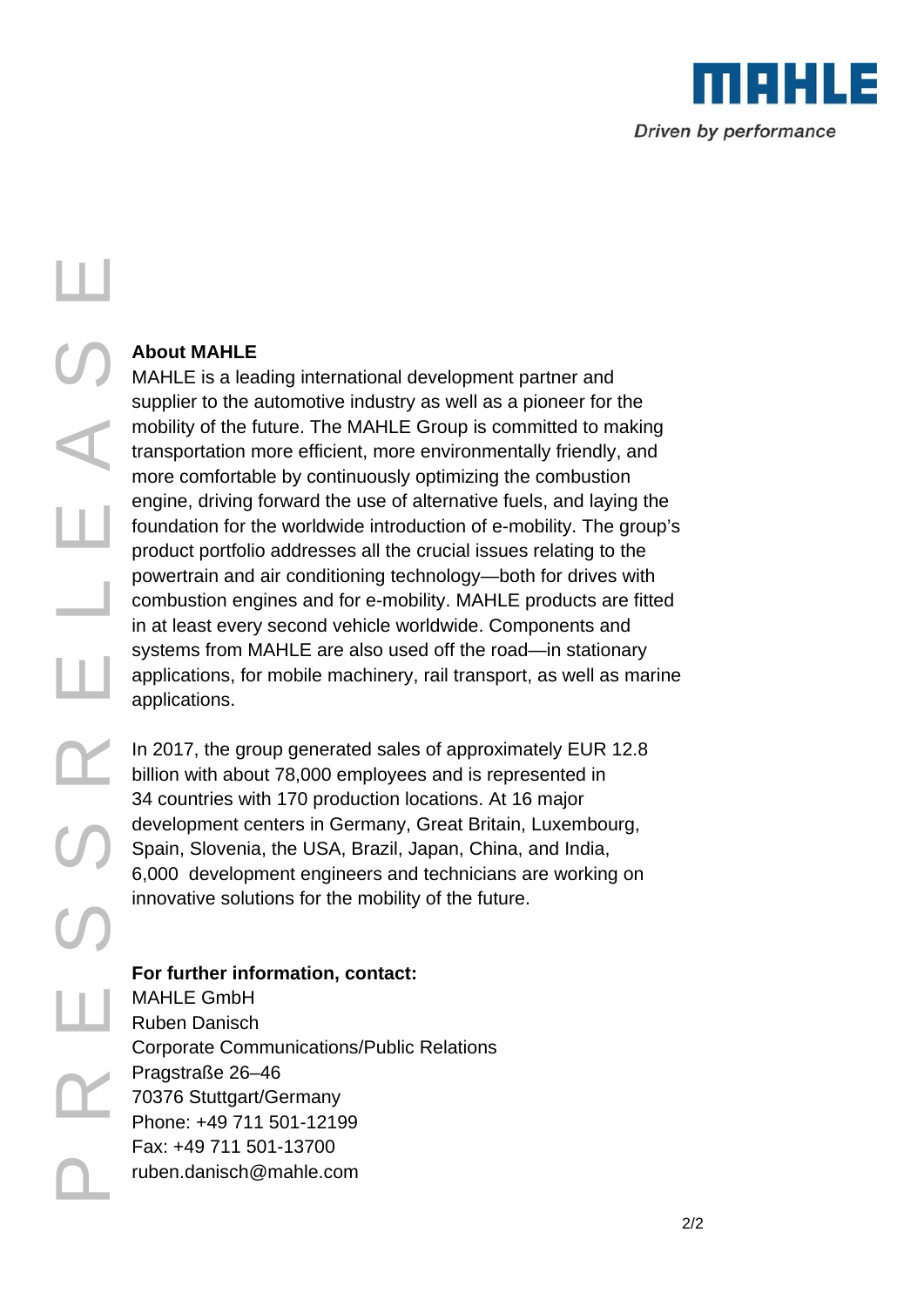**About MAHLE**

MAHLE is a leading international development partner and supplier to the automotive industry as well as a pioneer for the mobility of the future. The MAHLE Group is committed to making transportation more efficient, more environmentally friendly, and more comfortable by continuously optimizing the combustion engine, driving forward the use of alternative fuels, and laying the foundation for the worldwide introduction of e-mobility. The group's product portfolio addresses all the crucial issues relating to the powertrain and air conditioning technology—both for drives with combustion engines and for e-mobility. MAHLE products are fitted in at least every second vehicle worldwide. Components and systems from MAHLE are also used off the road—in stationary applications, for mobile machinery, rail transport, as well as marine applications.

In 2017, the group generated sales of approximately EUR 12.8 billion with about 78,000 employees and is represented in 34 countries with 170 production locations. At 16 major development centers in Germany, Great Britain, Luxembourg, Spain, Slovenia, the USA, Brazil, Japan, China, and India, 6,000 development engineers and technicians are working on innovative solutions for the mobility of the future.

**For further information, contact:**

MAHLE GmbH
Ruben Danisch
Corporate Communications/Public Relations
Pragstraße 26–46
70376 Stuttgart/Germany
Phone: +49 711 501-12199
Fax: +49 711 501-13700
ruben.danisch@mahle.com